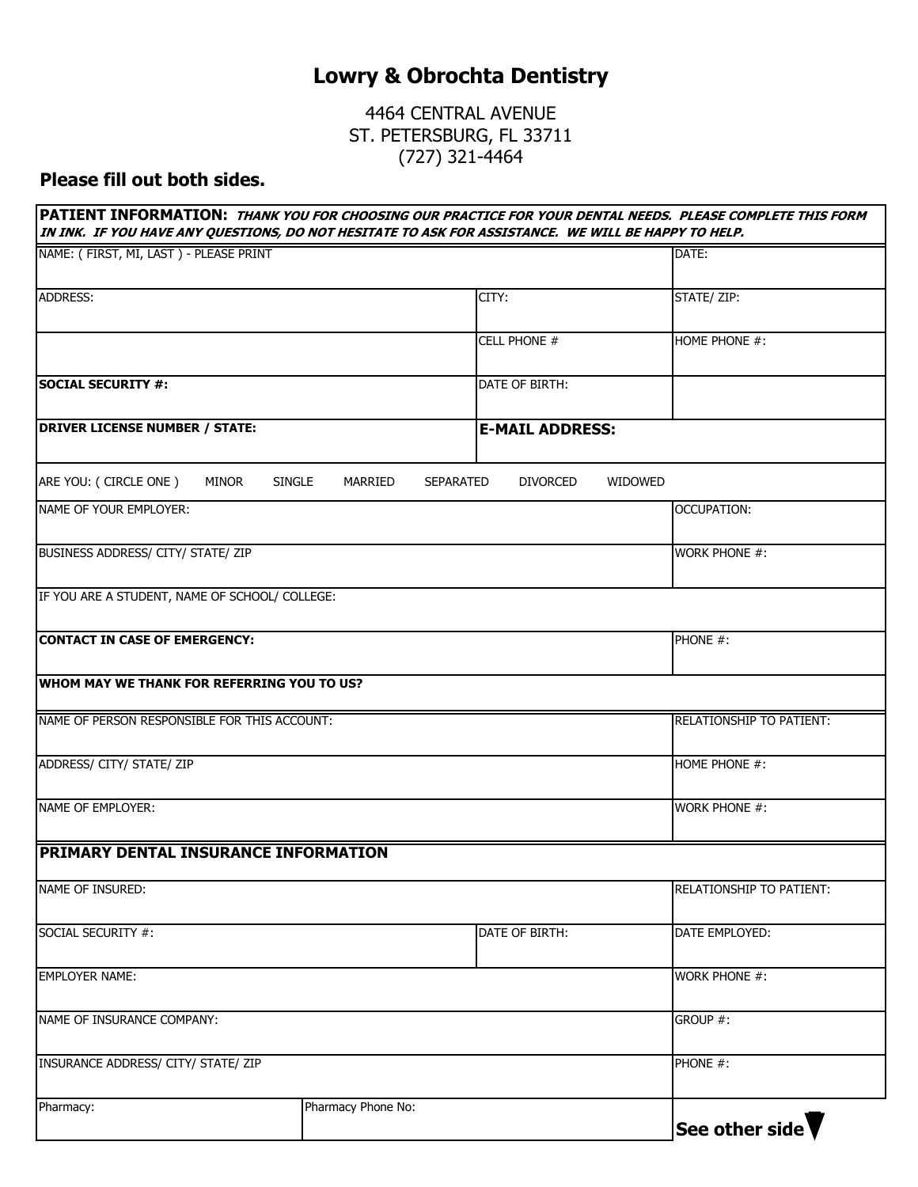# Lowry & Obrochta Dentistry

4464 CENTRAL AVENUE
ST. PETERSBURG, FL 33711
(727) 321-4464

**Please fill out both sides.**

**PATIENT INFORMATION:** ***THANK YOU FOR CHOOSING OUR PRACTICE FOR YOUR DENTAL NEEDS. PLEASE COMPLETE THIS FORM IN INK. IF YOU HAVE ANY QUESTIONS, DO NOT HESITATE TO ASK FOR ASSISTANCE. WE WILL BE HAPPY TO HELP.***

| | | |
|---|---|---|
| NAME: ( FIRST, MI, LAST ) - PLEASE PRINT | | DATE: |
| ADDRESS: | CITY: | STATE/ ZIP: |
| | CELL PHONE # | HOME PHONE #: |
| **SOCIAL SECURITY #:** | DATE OF BIRTH: | |
| **DRIVER LICENSE NUMBER / STATE:** | **E-MAIL ADDRESS:** | |
| ARE YOU: ( CIRCLE ONE ) MINOR SINGLE MARRIED SEPARATED DIVORCED WIDOWED | | |
| NAME OF YOUR EMPLOYER: | | OCCUPATION: |
| BUSINESS ADDRESS/ CITY/ STATE/ ZIP | | WORK PHONE #: |
| IF YOU ARE A STUDENT, NAME OF SCHOOL/ COLLEGE: | | |
| **CONTACT IN CASE OF EMERGENCY:** | | PHONE #: |
| **WHOM MAY WE THANK FOR REFERRING YOU TO US?** | | |
| NAME OF PERSON RESPONSIBLE FOR THIS ACCOUNT: | | RELATIONSHIP TO PATIENT: |
| ADDRESS/ CITY/ STATE/ ZIP | | HOME PHONE #: |
| NAME OF EMPLOYER: | | WORK PHONE #: |

## PRIMARY DENTAL INSURANCE INFORMATION

| | | |
|---|---|---|
| NAME OF INSURED: | | RELATIONSHIP TO PATIENT: |
| SOCIAL SECURITY #: | DATE OF BIRTH: | DATE EMPLOYED: |
| EMPLOYER NAME: | | WORK PHONE #: |
| NAME OF INSURANCE COMPANY: | | GROUP #: |
| INSURANCE ADDRESS/ CITY/ STATE/ ZIP | | PHONE #: |
| Pharmacy: | Pharmacy Phone No: | **See other side** |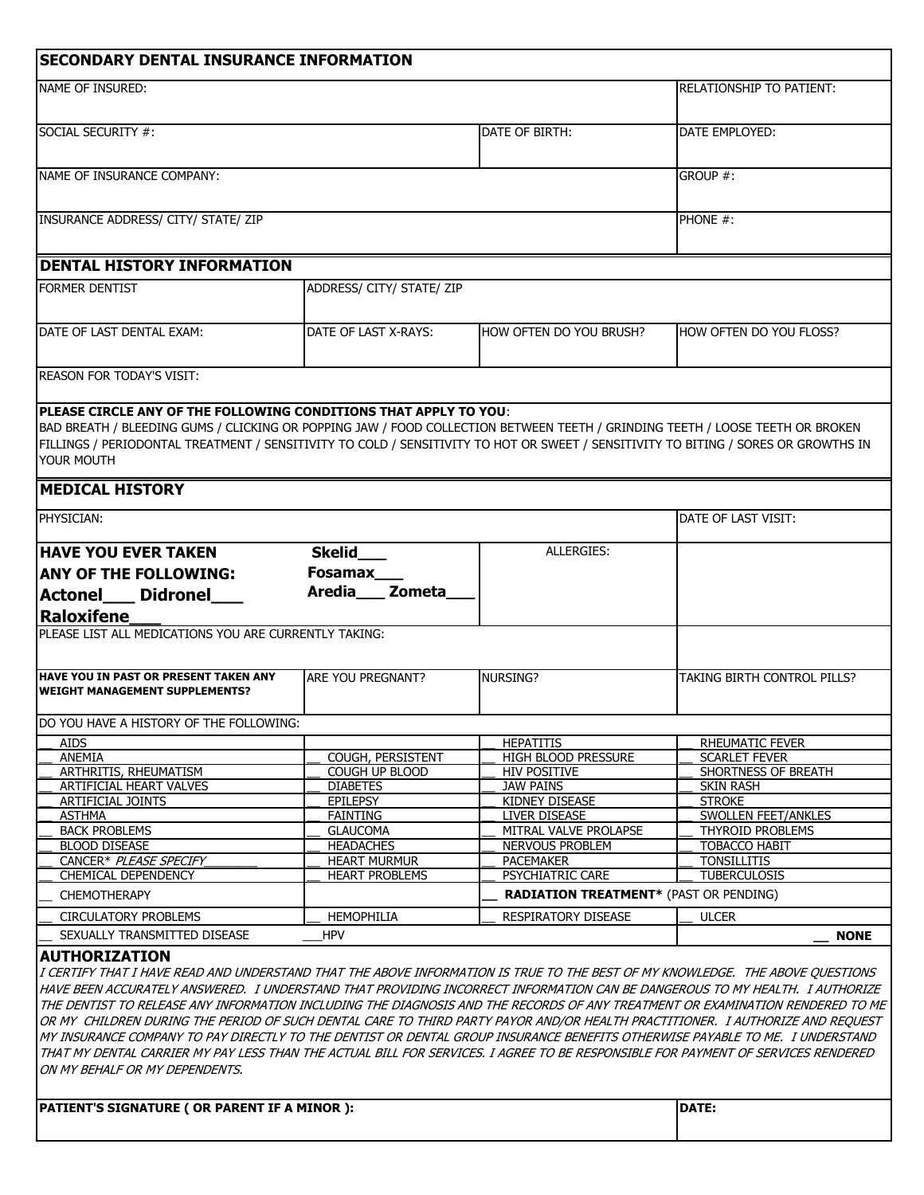## SECONDARY DENTAL INSURANCE INFORMATION

| | | | |
|---|---|---|---|
| NAME OF INSURED: | | | RELATIONSHIP TO PATIENT: |
| SOCIAL SECURITY #: | | DATE OF BIRTH: | DATE EMPLOYED: |
| NAME OF INSURANCE COMPANY: | | | GROUP #: |
| INSURANCE ADDRESS/ CITY/ STATE/ ZIP | | | PHONE #: |

## DENTAL HISTORY INFORMATION

| | | | |
|---|---|---|---|
| FORMER DENTIST | ADDRESS/ CITY/ STATE/ ZIP | | |
| DATE OF LAST DENTAL EXAM: | DATE OF LAST X-RAYS: | HOW OFTEN DO YOU BRUSH? | HOW OFTEN DO YOU FLOSS? |
| REASON FOR TODAY'S VISIT: | | | |

**PLEASE CIRCLE ANY OF THE FOLLOWING CONDITIONS THAT APPLY TO YOU**:
BAD BREATH / BLEEDING GUMS / CLICKING OR POPPING JAW / FOOD COLLECTION BETWEEN TEETH / GRINDING TEETH / LOOSE TEETH OR BROKEN FILLINGS / PERIODONTAL TREATMENT / SENSITIVITY TO COLD / SENSITIVITY TO HOT OR SWEET / SENSITIVITY TO BITING / SORES OR GROWTHS IN YOUR MOUTH

## MEDICAL HISTORY

| | | | |
|---|---|---|---|
| PHYSICIAN: | | | DATE OF LAST VISIT: |
| **HAVE YOU EVER TAKEN ANY OF THE FOLLOWING: Actonel___ Didronel___ Raloxifene___** | **Skelid___ Fosamax___ Aredia___ Zometa___** | ALLERGIES: | |
| PLEASE LIST ALL MEDICATIONS YOU ARE CURRENTLY TAKING: | | | |
| **HAVE YOU IN PAST OR PRESENT TAKEN ANY WEIGHT MANAGEMENT SUPPLEMENTS?** | ARE YOU PREGNANT? | NURSING? | TAKING BIRTH CONTROL PILLS? |

DO YOU HAVE A HISTORY OF THE FOLLOWING:

| | | | |
|---|---|---|---|
| __ AIDS | | __ HEPATITIS | __ RHEUMATIC FEVER |
| __ ANEMIA | __ COUGH, PERSISTENT | __ HIGH BLOOD PRESSURE | __ SCARLET FEVER |
| __ ARTHRITIS, RHEUMATISM | __ COUGH UP BLOOD | __ HIV POSITIVE | __ SHORTNESS OF BREATH |
| __ ARTIFICIAL HEART VALVES | __ DIABETES | __ JAW PAINS | __ SKIN RASH |
| __ ARTIFICIAL JOINTS | __ EPILEPSY | __ KIDNEY DISEASE | __ STROKE |
| __ ASTHMA | __ FAINTING | __ LIVER DISEASE | __ SWOLLEN FEET/ANKLES |
| __ BACK PROBLEMS | __ GLAUCOMA | __ MITRAL VALVE PROLAPSE | __ THYROID PROBLEMS |
| __ BLOOD DISEASE | __ HEADACHES | __ NERVOUS PROBLEM | __ TOBACCO HABIT |
| __ CANCER* *PLEASE SPECIFY*________ | __ HEART MURMUR | __ PACEMAKER | __ TONSILLITIS |
| __ CHEMICAL DEPENDENCY | __ HEART PROBLEMS | __ PSYCHIATRIC CARE | __ TUBERCULOSIS |
| __ CHEMOTHERAPY | | __ **RADIATION TREATMENT*** (PAST OR PENDING) | |
| __ CIRCULATORY PROBLEMS | __ HEMOPHILIA | __ RESPIRATORY DISEASE | __ ULCER |
| __ SEXUALLY TRANSMITTED DISEASE | ___HPV | | __ **NONE** |

## AUTHORIZATION

*I CERTIFY THAT I HAVE READ AND UNDERSTAND THAT THE ABOVE INFORMATION IS TRUE TO THE BEST OF MY KNOWLEDGE. THE ABOVE QUESTIONS HAVE BEEN ACCURATELY ANSWERED. I UNDERSTAND THAT PROVIDING INCORRECT INFORMATION CAN BE DANGEROUS TO MY HEALTH. I AUTHORIZE THE DENTIST TO RELEASE ANY INFORMATION INCLUDING THE DIAGNOSIS AND THE RECORDS OF ANY TREATMENT OR EXAMINATION RENDERED TO ME OR MY CHILDREN DURING THE PERIOD OF SUCH DENTAL CARE TO THIRD PARTY PAYOR AND/OR HEALTH PRACTITIONER. I AUTHORIZE AND REQUEST MY INSURANCE COMPANY TO PAY DIRECTLY TO THE DENTIST OR DENTAL GROUP INSURANCE BENEFITS OTHERWISE PAYABLE TO ME. I UNDERSTAND THAT MY DENTAL CARRIER MY PAY LESS THAN THE ACTUAL BILL FOR SERVICES. I AGREE TO BE RESPONSIBLE FOR PAYMENT OF SERVICES RENDERED ON MY BEHALF OR MY DEPENDENTS.*

| | |
|---|---|
| **PATIENT'S SIGNATURE ( OR PARENT IF A MINOR ):** | **DATE:** |